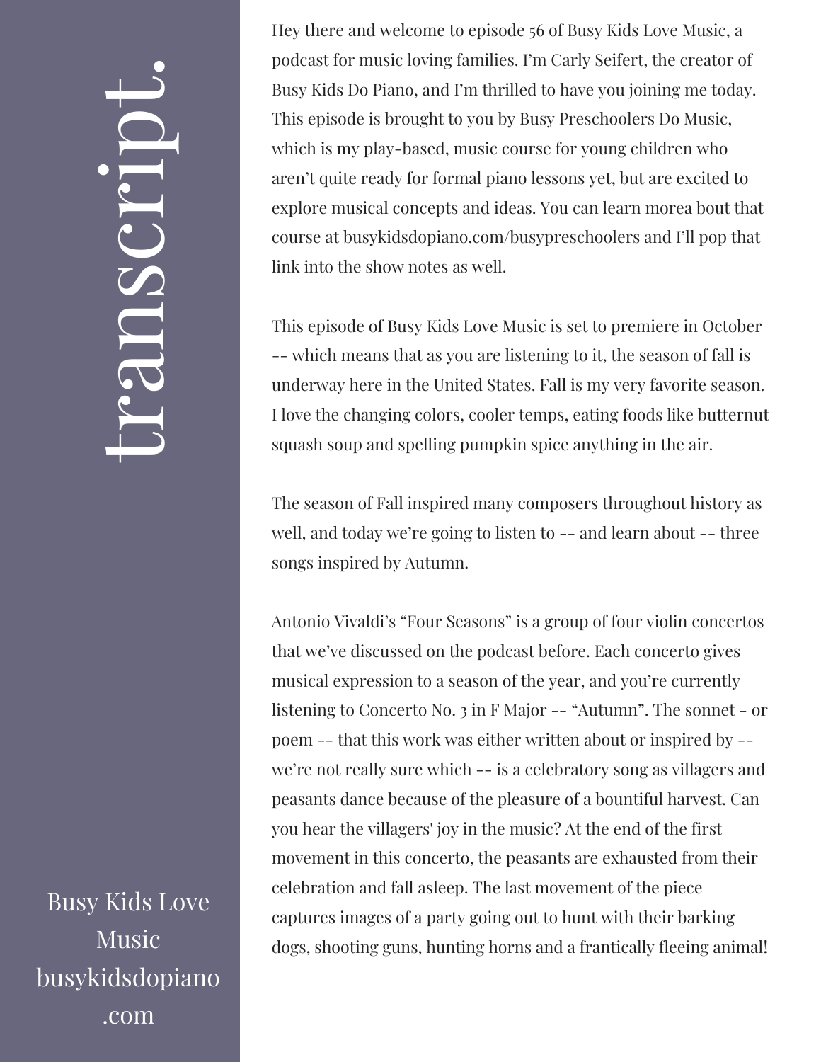# transcript.

Hey there and welcome to episode 56 of Busy Kids Love Music, a podcast for music loving families. I'm Carly Seifert, the creator of Busy Kids Do Piano, and I'm thrilled to have you joining me today. This episode is brought to you by Busy Preschoolers Do Music, which is my play-based, music course for young children who aren't quite ready for formal piano lessons yet, but are excited to explore musical concepts and ideas. You can learn morea bout that course at busykidsdopiano.com/busypreschoolers and I'll pop that link into the show notes as well.

This episode of Busy Kids Love Music is set to premiere in October -- which means that as you are listening to it, the season of fall is underway here in the United States. Fall is my very favorite season. I love the changing colors, cooler temps, eating foods like butternut squash soup and spelling pumpkin spice anything in the air.

The season of Fall inspired many composers throughout history as well, and today we're going to listen to -- and learn about -- three songs inspired by Autumn.

Antonio Vivaldi's "Four Seasons" is a group of four violin concertos that we've discussed on the podcast before. Each concerto gives musical expression to a season of the year, and you're currently listening to Concerto No. 3 in F Major -- "Autumn". The sonnet - or poem -- that this work was either written about or inspired by -- we're not really sure which -- is a celebratory song as villagers and peasants dance because of the pleasure of a bountiful harvest. Can you hear the villagers' joy in the music? At the end of the first movement in this concerto, the peasants are exhausted from their celebration and fall asleep. The last movement of the piece captures images of a party going out to hunt with their barking dogs, shooting guns, hunting horns and a frantically fleeing animal!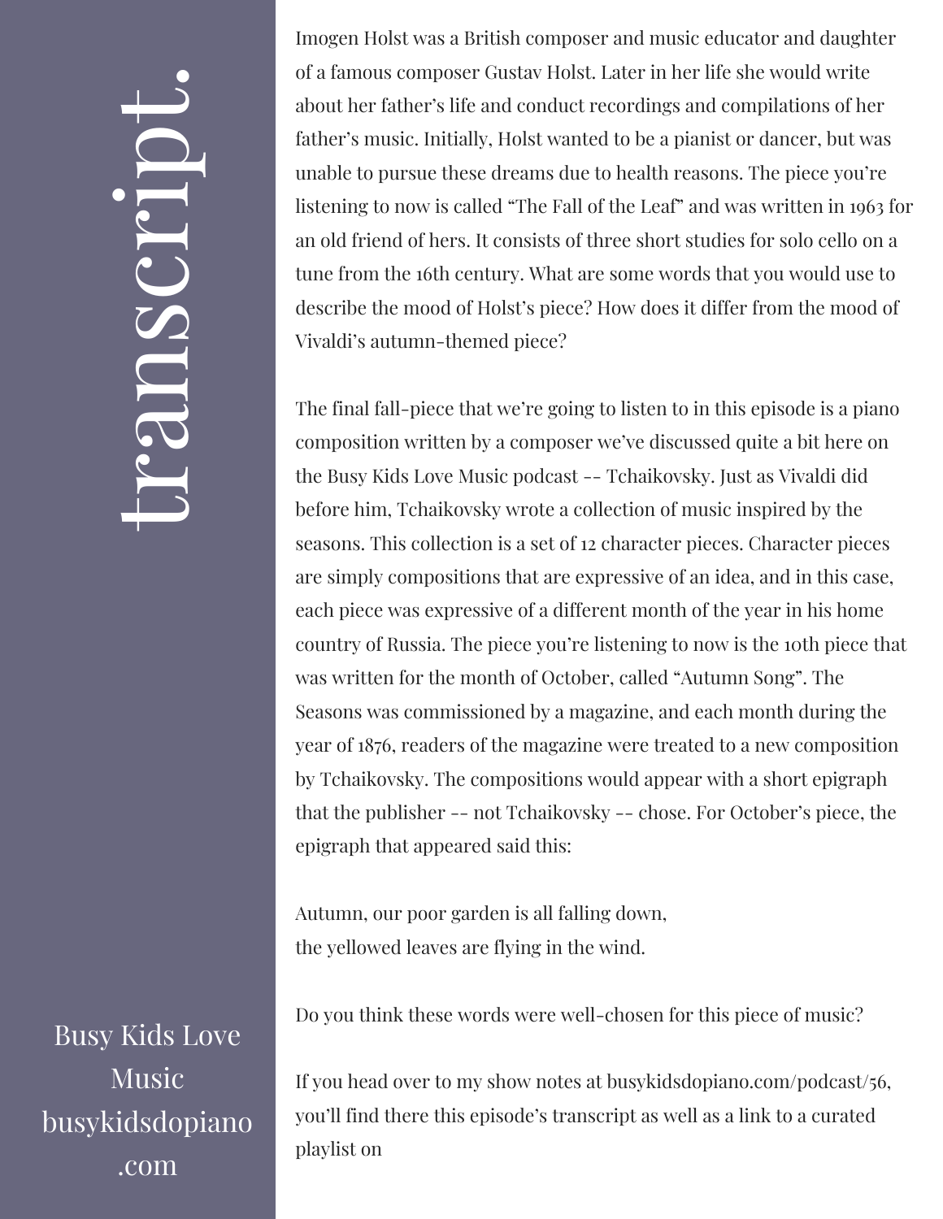Imogen Holst was a British composer and music educator and daughter of a famous composer Gustav Holst. Later in her life she would write about her father's life and conduct recordings and compilations of her father's music. Initially, Holst wanted to be a pianist or dancer, but was unable to pursue these dreams due to health reasons. The piece you're listening to now is called "The Fall of the Leaf" and was written in 1963 for an old friend of hers. It consists of three short studies for solo cello on a tune from the 16th century. What are some words that you would use to describe the mood of Holst's piece? How does it differ from the mood of Vivaldi's autumn-themed piece?

The final fall-piece that we're going to listen to in this episode is a piano composition written by a composer we've discussed quite a bit here on the Busy Kids Love Music podcast -- Tchaikovsky. Just as Vivaldi did before him, Tchaikovsky wrote a collection of music inspired by the seasons. This collection is a set of 12 character pieces. Character pieces are simply compositions that are expressive of an idea, and in this case, each piece was expressive of a different month of the year in his home country of Russia. The piece you're listening to now is the 10th piece that was written for the month of October, called "Autumn Song". The Seasons was commissioned by a magazine, and each month during the year of 1876, readers of the magazine were treated to a new composition by Tchaikovsky. The compositions would appear with a short epigraph that the publisher -- not Tchaikovsky -- chose. For October's piece, the epigraph that appeared said this:

Autumn, our poor garden is all falling down,
the yellowed leaves are flying in the wind.

Do you think these words were well-chosen for this piece of music?

If you head over to my show notes at busykidsdopiano.com/podcast/56, you'll find there this episode's transcript as well as a link to a curated playlist on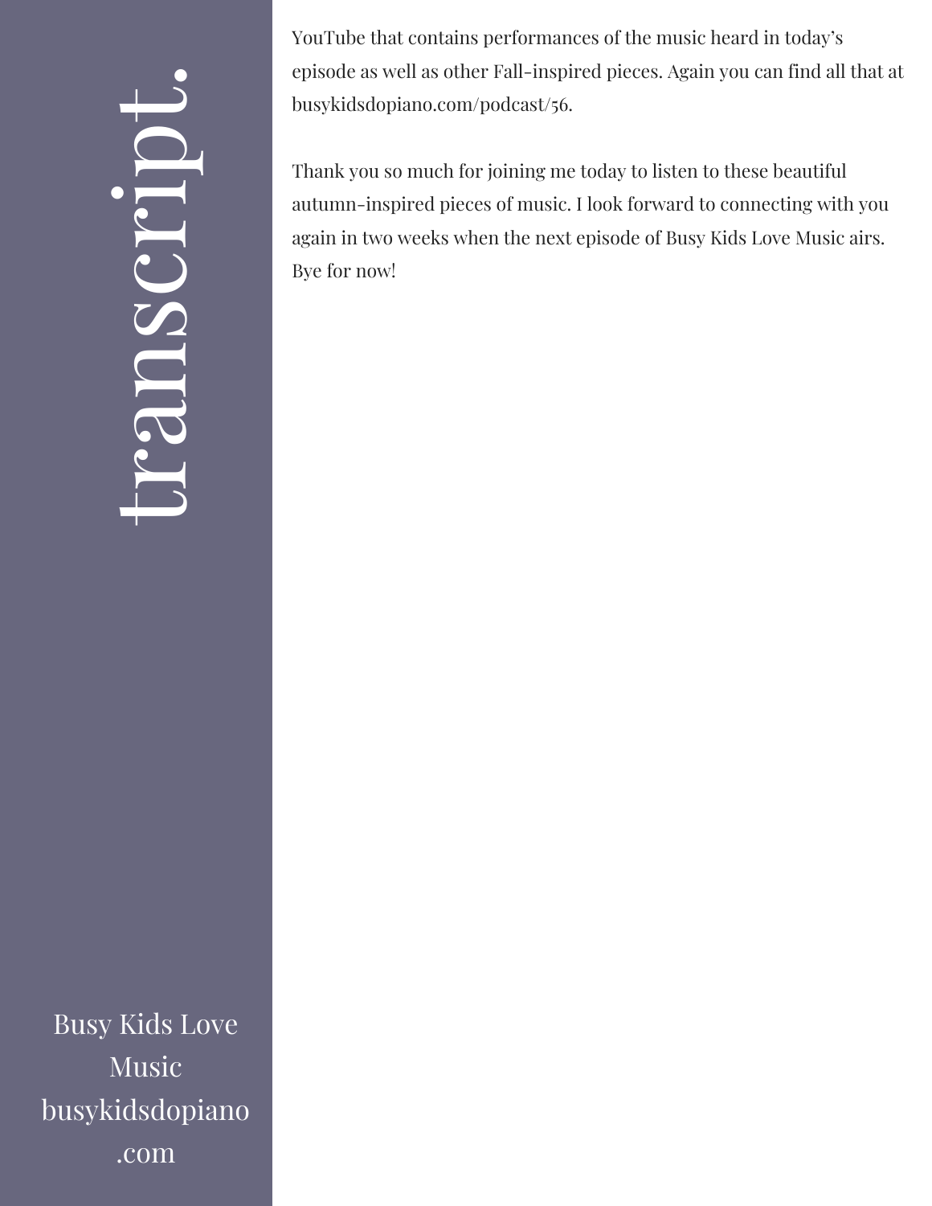YouTube that contains performances of the music heard in today's episode as well as other Fall-inspired pieces. Again you can find all that at busykidsdopiano.com/podcast/56.

Thank you so much for joining me today to listen to these beautiful autumn-inspired pieces of music. I look forward to connecting with you again in two weeks when the next episode of Busy Kids Love Music airs. Bye for now!